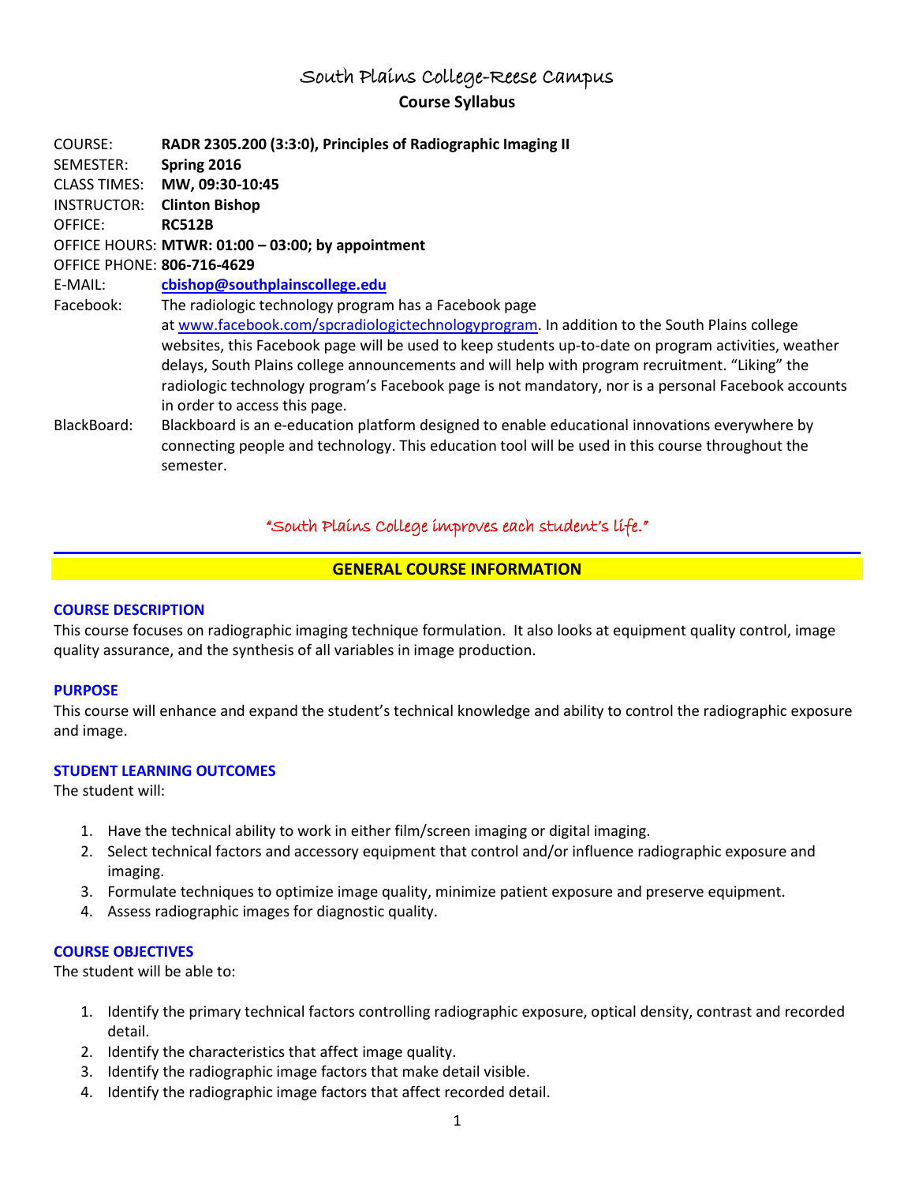# South Plains College-Reese Campus

## Course Syllabus

COURSE: **RADR 2305.200 (3:3:0), Principles of Radiographic Imaging II**
SEMESTER: **Spring 2016**
CLASS TIMES: **MW, 09:30-10:45**
INSTRUCTOR: **Clinton Bishop**
OFFICE: **RC512B**
OFFICE HOURS: **MTWR: 01:00 – 03:00; by appointment**
OFFICE PHONE: **806-716-4629**
E-MAIL: **cbishop@southplainscollege.edu**
Facebook: The radiologic technology program has a Facebook page at www.facebook.com/spcradiologictechnologyprogram. In addition to the South Plains college websites, this Facebook page will be used to keep students up-to-date on program activities, weather delays, South Plains college announcements and will help with program recruitment. "Liking" the radiologic technology program's Facebook page is not mandatory, nor is a personal Facebook accounts in order to access this page.
BlackBoard: Blackboard is an e-education platform designed to enable educational innovations everywhere by connecting people and technology. This education tool will be used in this course throughout the semester.

*"South Plains College improves each student's life."*

## GENERAL COURSE INFORMATION

### COURSE DESCRIPTION

This course focuses on radiographic imaging technique formulation. It also looks at equipment quality control, image quality assurance, and the synthesis of all variables in image production.

### PURPOSE

This course will enhance and expand the student's technical knowledge and ability to control the radiographic exposure and image.

### STUDENT LEARNING OUTCOMES

The student will:

1. Have the technical ability to work in either film/screen imaging or digital imaging.
2. Select technical factors and accessory equipment that control and/or influence radiographic exposure and imaging.
3. Formulate techniques to optimize image quality, minimize patient exposure and preserve equipment.
4. Assess radiographic images for diagnostic quality.

### COURSE OBJECTIVES

The student will be able to:

1. Identify the primary technical factors controlling radiographic exposure, optical density, contrast and recorded detail.
2. Identify the characteristics that affect image quality.
3. Identify the radiographic image factors that make detail visible.
4. Identify the radiographic image factors that affect recorded detail.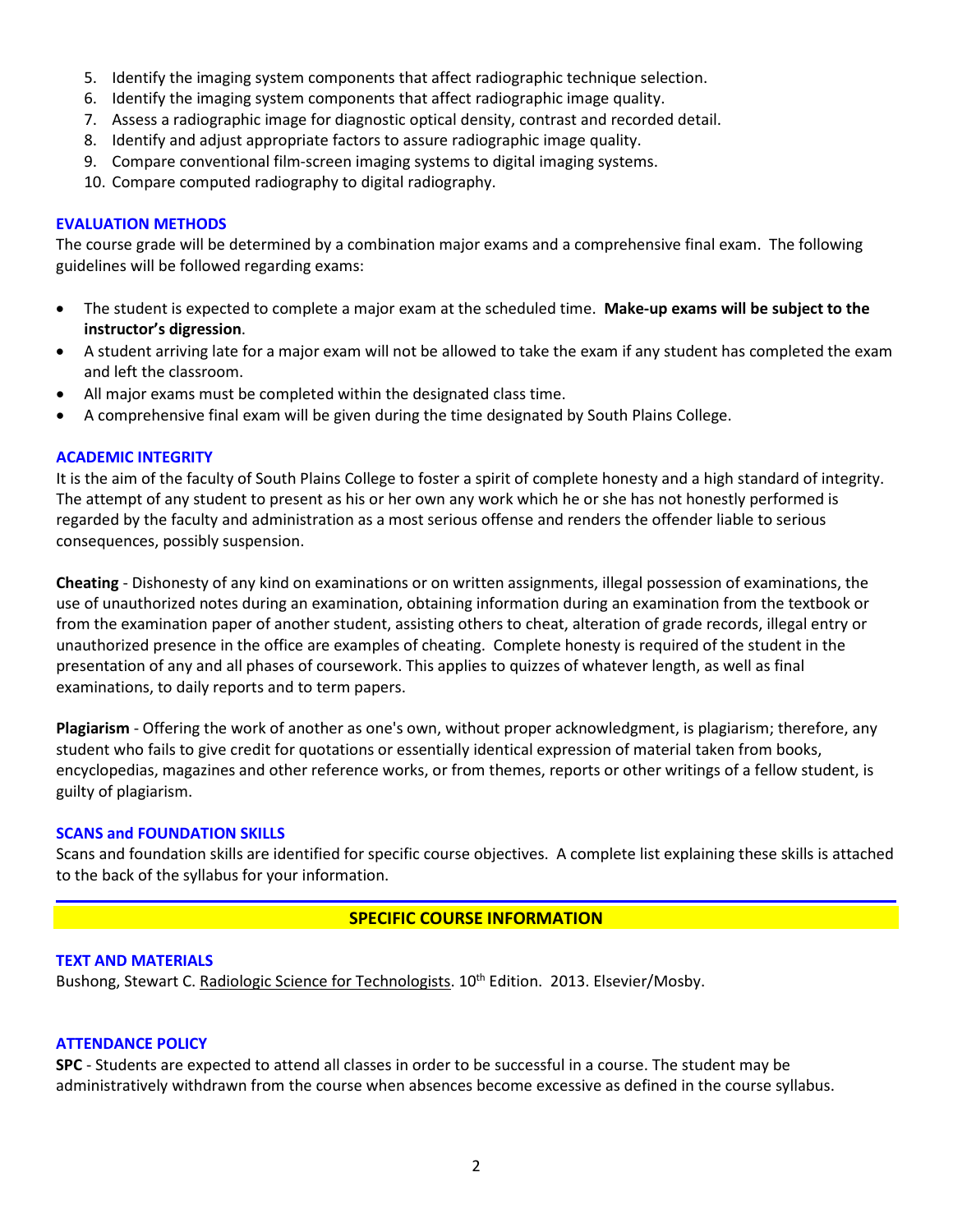5. Identify the imaging system components that affect radiographic technique selection.
6. Identify the imaging system components that affect radiographic image quality.
7. Assess a radiographic image for diagnostic optical density, contrast and recorded detail.
8. Identify and adjust appropriate factors to assure radiographic image quality.
9. Compare conventional film-screen imaging systems to digital imaging systems.
10. Compare computed radiography to digital radiography.

### EVALUATION METHODS

The course grade will be determined by a combination major exams and a comprehensive final exam. The following guidelines will be followed regarding exams:

- The student is expected to complete a major exam at the scheduled time. **Make-up exams will be subject to the instructor's digression**.
- A student arriving late for a major exam will not be allowed to take the exam if any student has completed the exam and left the classroom.
- All major exams must be completed within the designated class time.
- A comprehensive final exam will be given during the time designated by South Plains College.

### ACADEMIC INTEGRITY

It is the aim of the faculty of South Plains College to foster a spirit of complete honesty and a high standard of integrity. The attempt of any student to present as his or her own any work which he or she has not honestly performed is regarded by the faculty and administration as a most serious offense and renders the offender liable to serious consequences, possibly suspension.

**Cheating** - Dishonesty of any kind on examinations or on written assignments, illegal possession of examinations, the use of unauthorized notes during an examination, obtaining information during an examination from the textbook or from the examination paper of another student, assisting others to cheat, alteration of grade records, illegal entry or unauthorized presence in the office are examples of cheating. Complete honesty is required of the student in the presentation of any and all phases of coursework. This applies to quizzes of whatever length, as well as final examinations, to daily reports and to term papers.

**Plagiarism** - Offering the work of another as one's own, without proper acknowledgment, is plagiarism; therefore, any student who fails to give credit for quotations or essentially identical expression of material taken from books, encyclopedias, magazines and other reference works, or from themes, reports or other writings of a fellow student, is guilty of plagiarism.

### SCANS and FOUNDATION SKILLS

Scans and foundation skills are identified for specific course objectives. A complete list explaining these skills is attached to the back of the syllabus for your information.

## SPECIFIC COURSE INFORMATION

### TEXT AND MATERIALS

Bushong, Stewart C. Radiologic Science for Technologists. 10th Edition. 2013. Elsevier/Mosby.

### ATTENDANCE POLICY

**SPC** - Students are expected to attend all classes in order to be successful in a course. The student may be administratively withdrawn from the course when absences become excessive as defined in the course syllabus.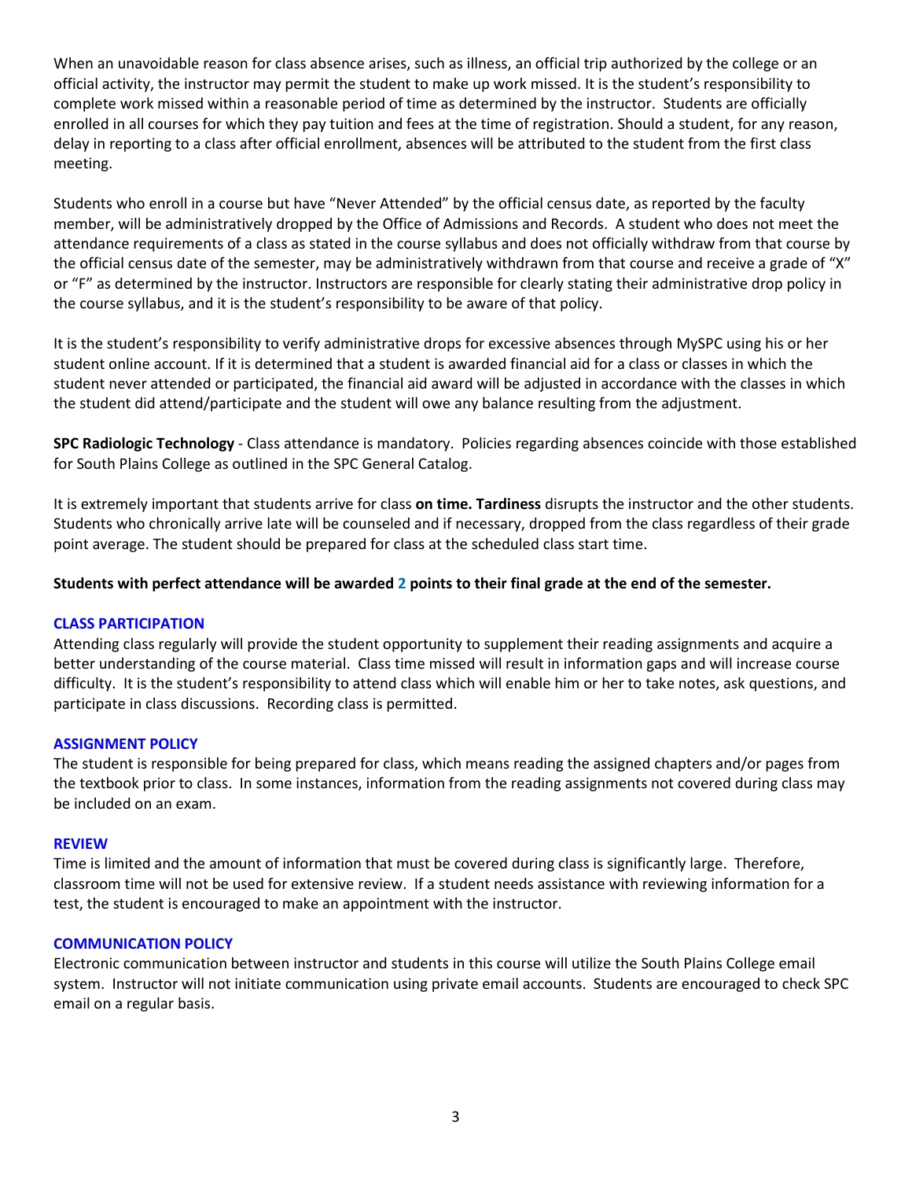When an unavoidable reason for class absence arises, such as illness, an official trip authorized by the college or an official activity, the instructor may permit the student to make up work missed. It is the student's responsibility to complete work missed within a reasonable period of time as determined by the instructor. Students are officially enrolled in all courses for which they pay tuition and fees at the time of registration. Should a student, for any reason, delay in reporting to a class after official enrollment, absences will be attributed to the student from the first class meeting.

Students who enroll in a course but have "Never Attended" by the official census date, as reported by the faculty member, will be administratively dropped by the Office of Admissions and Records. A student who does not meet the attendance requirements of a class as stated in the course syllabus and does not officially withdraw from that course by the official census date of the semester, may be administratively withdrawn from that course and receive a grade of "X" or "F" as determined by the instructor. Instructors are responsible for clearly stating their administrative drop policy in the course syllabus, and it is the student's responsibility to be aware of that policy.

It is the student's responsibility to verify administrative drops for excessive absences through MySPC using his or her student online account. If it is determined that a student is awarded financial aid for a class or classes in which the student never attended or participated, the financial aid award will be adjusted in accordance with the classes in which the student did attend/participate and the student will owe any balance resulting from the adjustment.

**SPC Radiologic Technology** - Class attendance is mandatory. Policies regarding absences coincide with those established for South Plains College as outlined in the SPC General Catalog.

It is extremely important that students arrive for class **on time. Tardiness** disrupts the instructor and the other students. Students who chronically arrive late will be counseled and if necessary, dropped from the class regardless of their grade point average. The student should be prepared for class at the scheduled class start time.

**Students with perfect attendance will be awarded 2 points to their final grade at the end of the semester.**

### CLASS PARTICIPATION

Attending class regularly will provide the student opportunity to supplement their reading assignments and acquire a better understanding of the course material. Class time missed will result in information gaps and will increase course difficulty. It is the student's responsibility to attend class which will enable him or her to take notes, ask questions, and participate in class discussions. Recording class is permitted.

### ASSIGNMENT POLICY

The student is responsible for being prepared for class, which means reading the assigned chapters and/or pages from the textbook prior to class. In some instances, information from the reading assignments not covered during class may be included on an exam.

### REVIEW

Time is limited and the amount of information that must be covered during class is significantly large. Therefore, classroom time will not be used for extensive review. If a student needs assistance with reviewing information for a test, the student is encouraged to make an appointment with the instructor.

### COMMUNICATION POLICY

Electronic communication between instructor and students in this course will utilize the South Plains College email system. Instructor will not initiate communication using private email accounts. Students are encouraged to check SPC email on a regular basis.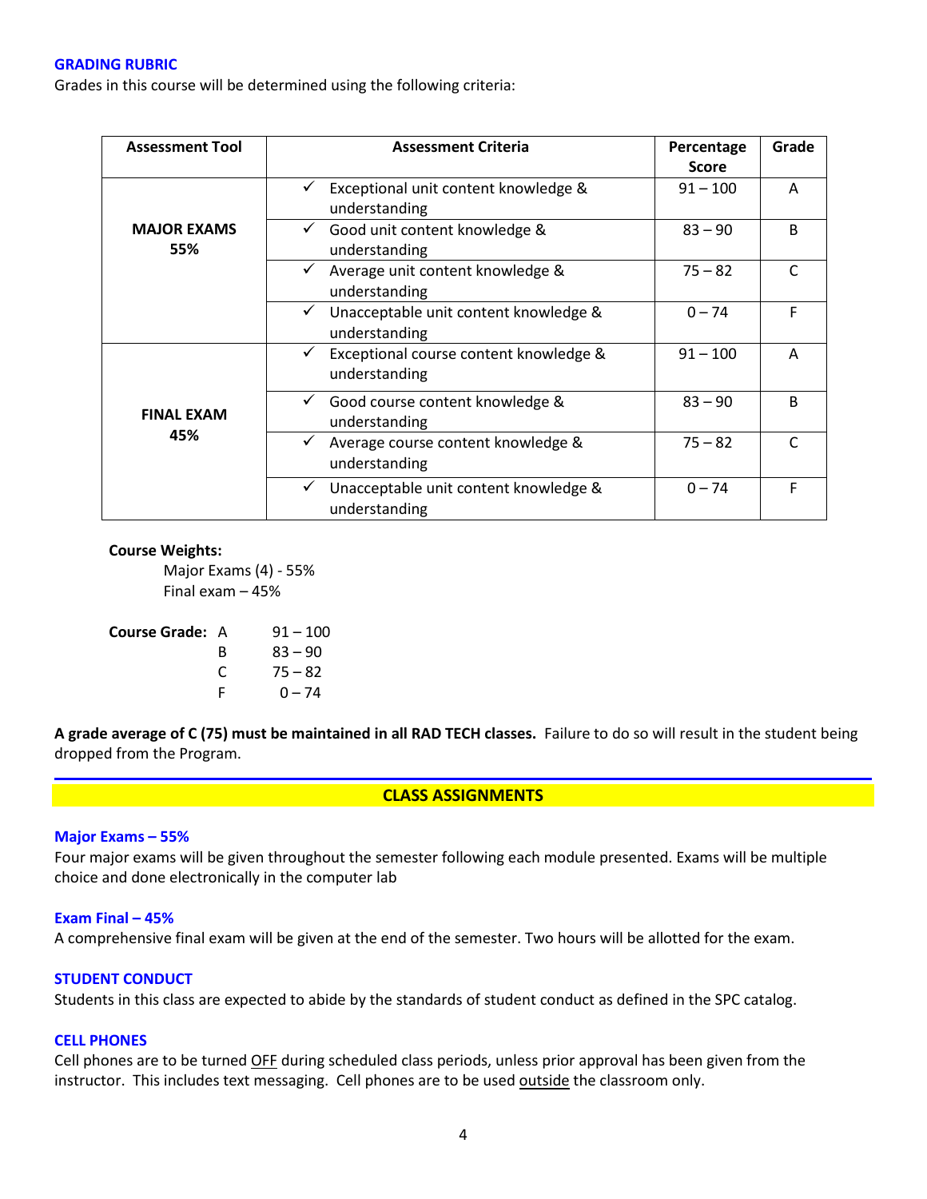## GRADING RUBRIC

Grades in this course will be determined using the following criteria:

| Assessment Tool | Assessment Criteria | Percentage Score | Grade |
|---|---|---|---|
| **MAJOR EXAMS 55%** | ✓ Exceptional unit content knowledge & understanding | 91 – 100 | A |
| | ✓ Good unit content knowledge & understanding | 83 – 90 | B |
| | ✓ Average unit content knowledge & understanding | 75 – 82 | C |
| | ✓ Unacceptable unit content knowledge & understanding | 0 – 74 | F |
| **FINAL EXAM 45%** | ✓ Exceptional course content knowledge & understanding | 91 – 100 | A |
| | ✓ Good course content knowledge & understanding | 83 – 90 | B |
| | ✓ Average course content knowledge & understanding | 75 – 82 | C |
| | ✓ Unacceptable unit content knowledge & understanding | 0 – 74 | F |

**Course Weights:**

Major Exams (4) - 55%
Final exam – 45%

**Course Grade:**

| | |
|---|---|
| A | 91 – 100 |
| B | 83 – 90 |
| C | 75 – 82 |
| F | 0 – 74 |

**A grade average of C (75) must be maintained in all RAD TECH classes.** Failure to do so will result in the student being dropped from the Program.

---

## CLASS ASSIGNMENTS

### Major Exams – 55%

Four major exams will be given throughout the semester following each module presented. Exams will be multiple choice and done electronically in the computer lab

### Exam Final – 45%

A comprehensive final exam will be given at the end of the semester. Two hours will be allotted for the exam.

### STUDENT CONDUCT

Students in this class are expected to abide by the standards of student conduct as defined in the SPC catalog.

### CELL PHONES

Cell phones are to be turned OFF during scheduled class periods, unless prior approval has been given from the instructor. This includes text messaging. Cell phones are to be used outside the classroom only.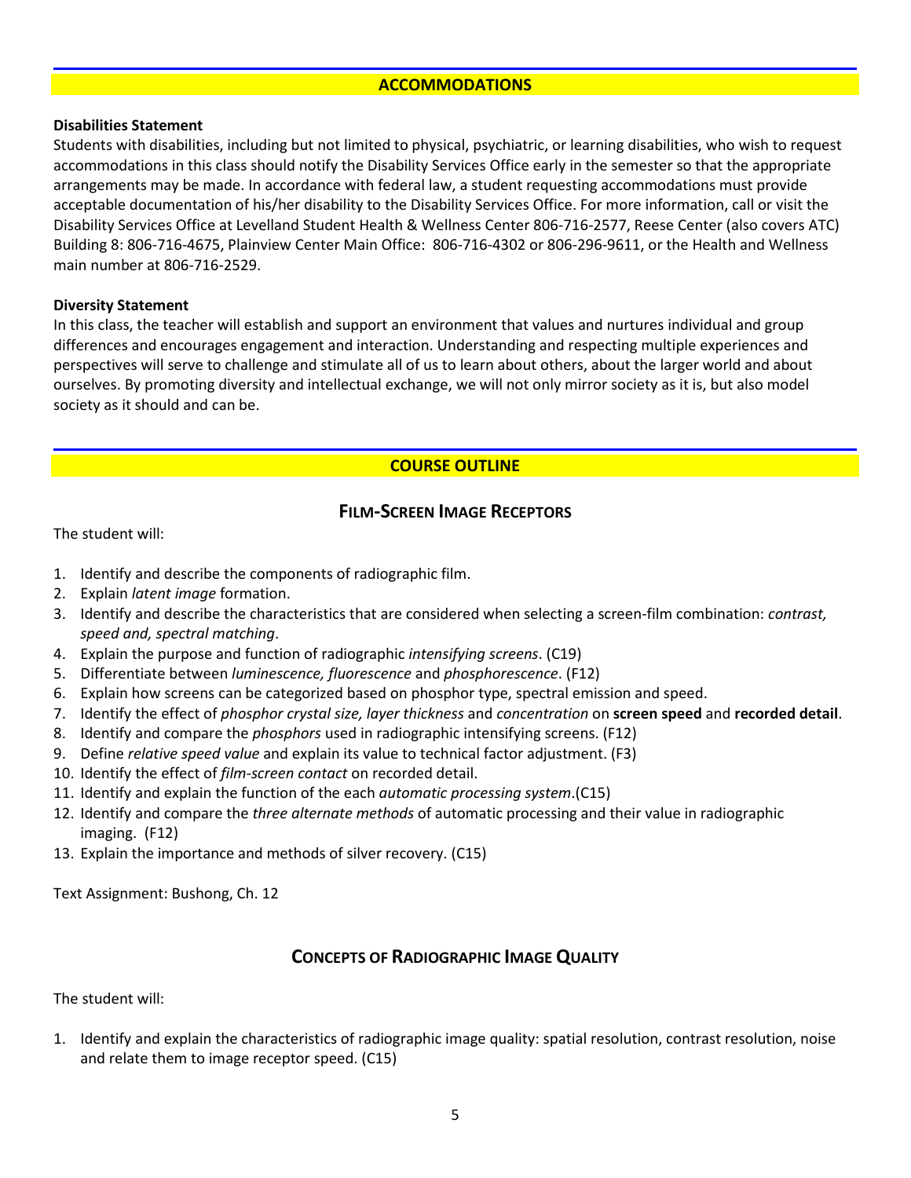## ACCOMMODATIONS

**Disabilities Statement**

Students with disabilities, including but not limited to physical, psychiatric, or learning disabilities, who wish to request accommodations in this class should notify the Disability Services Office early in the semester so that the appropriate arrangements may be made. In accordance with federal law, a student requesting accommodations must provide acceptable documentation of his/her disability to the Disability Services Office. For more information, call or visit the Disability Services Office at Levelland Student Health & Wellness Center 806-716-2577, Reese Center (also covers ATC) Building 8: 806-716-4675, Plainview Center Main Office: 806-716-4302 or 806-296-9611, or the Health and Wellness main number at 806-716-2529.

**Diversity Statement**

In this class, the teacher will establish and support an environment that values and nurtures individual and group differences and encourages engagement and interaction. Understanding and respecting multiple experiences and perspectives will serve to challenge and stimulate all of us to learn about others, about the larger world and about ourselves. By promoting diversity and intellectual exchange, we will not only mirror society as it is, but also model society as it should and can be.

## COURSE OUTLINE

### Film-Screen Image Receptors

The student will:

1. Identify and describe the components of radiographic film.
2. Explain *latent image* formation.
3. Identify and describe the characteristics that are considered when selecting a screen-film combination: *contrast, speed and, spectral matching*.
4. Explain the purpose and function of radiographic *intensifying screens*. (C19)
5. Differentiate between *luminescence, fluorescence* and *phosphorescence*. (F12)
6. Explain how screens can be categorized based on phosphor type, spectral emission and speed.
7. Identify the effect of *phosphor crystal size, layer thickness* and *concentration* on **screen speed** and **recorded detail**.
8. Identify and compare the *phosphors* used in radiographic intensifying screens. (F12)
9. Define *relative speed value* and explain its value to technical factor adjustment. (F3)
10. Identify the effect of *film-screen contact* on recorded detail.
11. Identify and explain the function of the each *automatic processing system*.(C15)
12. Identify and compare the *three alternate methods* of automatic processing and their value in radiographic imaging. (F12)
13. Explain the importance and methods of silver recovery. (C15)

Text Assignment: Bushong, Ch. 12

### Concepts of Radiographic Image Quality

The student will:

1. Identify and explain the characteristics of radiographic image quality: spatial resolution, contrast resolution, noise and relate them to image receptor speed. (C15)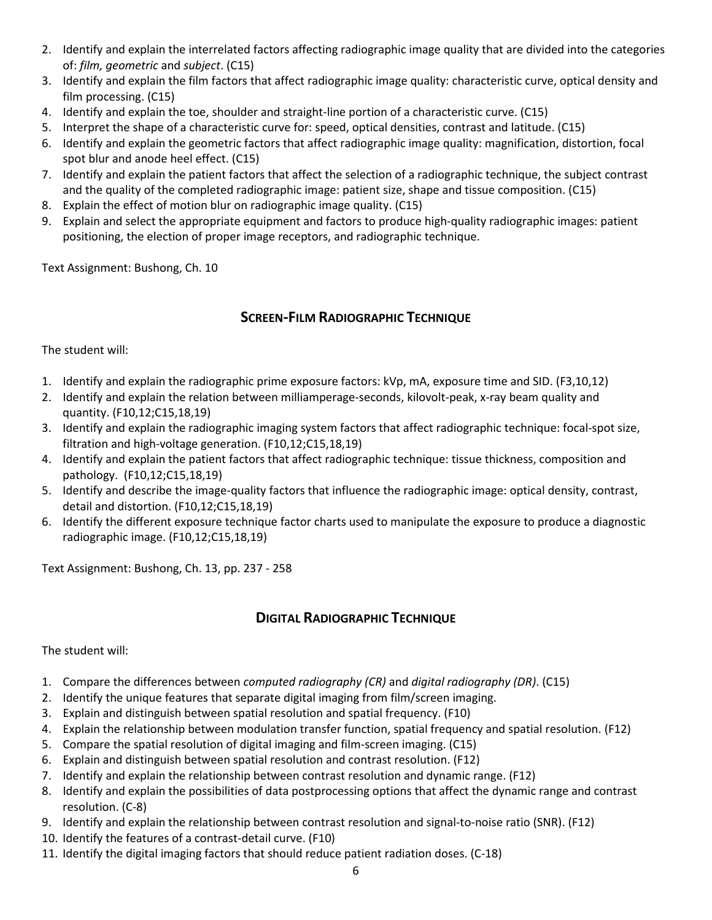2. Identify and explain the interrelated factors affecting radiographic image quality that are divided into the categories of: *film, geometric* and *subject*. (C15)
3. Identify and explain the film factors that affect radiographic image quality: characteristic curve, optical density and film processing. (C15)
4. Identify and explain the toe, shoulder and straight-line portion of a characteristic curve. (C15)
5. Interpret the shape of a characteristic curve for: speed, optical densities, contrast and latitude. (C15)
6. Identify and explain the geometric factors that affect radiographic image quality: magnification, distortion, focal spot blur and anode heel effect. (C15)
7. Identify and explain the patient factors that affect the selection of a radiographic technique, the subject contrast and the quality of the completed radiographic image: patient size, shape and tissue composition. (C15)
8. Explain the effect of motion blur on radiographic image quality. (C15)
9. Explain and select the appropriate equipment and factors to produce high-quality radiographic images: patient positioning, the election of proper image receptors, and radiographic technique.

Text Assignment: Bushong, Ch. 10

## Screen-Film Radiographic Technique

The student will:

1. Identify and explain the radiographic prime exposure factors: kVp, mA, exposure time and SID. (F3,10,12)
2. Identify and explain the relation between milliamperage-seconds, kilovolt-peak, x-ray beam quality and quantity. (F10,12;C15,18,19)
3. Identify and explain the radiographic imaging system factors that affect radiographic technique: focal-spot size, filtration and high-voltage generation. (F10,12;C15,18,19)
4. Identify and explain the patient factors that affect radiographic technique: tissue thickness, composition and pathology. (F10,12;C15,18,19)
5. Identify and describe the image-quality factors that influence the radiographic image: optical density, contrast, detail and distortion. (F10,12;C15,18,19)
6. Identify the different exposure technique factor charts used to manipulate the exposure to produce a diagnostic radiographic image. (F10,12;C15,18,19)

Text Assignment: Bushong, Ch. 13, pp. 237 - 258

## Digital Radiographic Technique

The student will:

1. Compare the differences between *computed radiography (CR)* and *digital radiography (DR)*. (C15)
2. Identify the unique features that separate digital imaging from film/screen imaging.
3. Explain and distinguish between spatial resolution and spatial frequency. (F10)
4. Explain the relationship between modulation transfer function, spatial frequency and spatial resolution. (F12)
5. Compare the spatial resolution of digital imaging and film-screen imaging. (C15)
6. Explain and distinguish between spatial resolution and contrast resolution. (F12)
7. Identify and explain the relationship between contrast resolution and dynamic range. (F12)
8. Identify and explain the possibilities of data postprocessing options that affect the dynamic range and contrast resolution. (C-8)
9. Identify and explain the relationship between contrast resolution and signal-to-noise ratio (SNR). (F12)
10. Identify the features of a contrast-detail curve. (F10)
11. Identify the digital imaging factors that should reduce patient radiation doses. (C-18)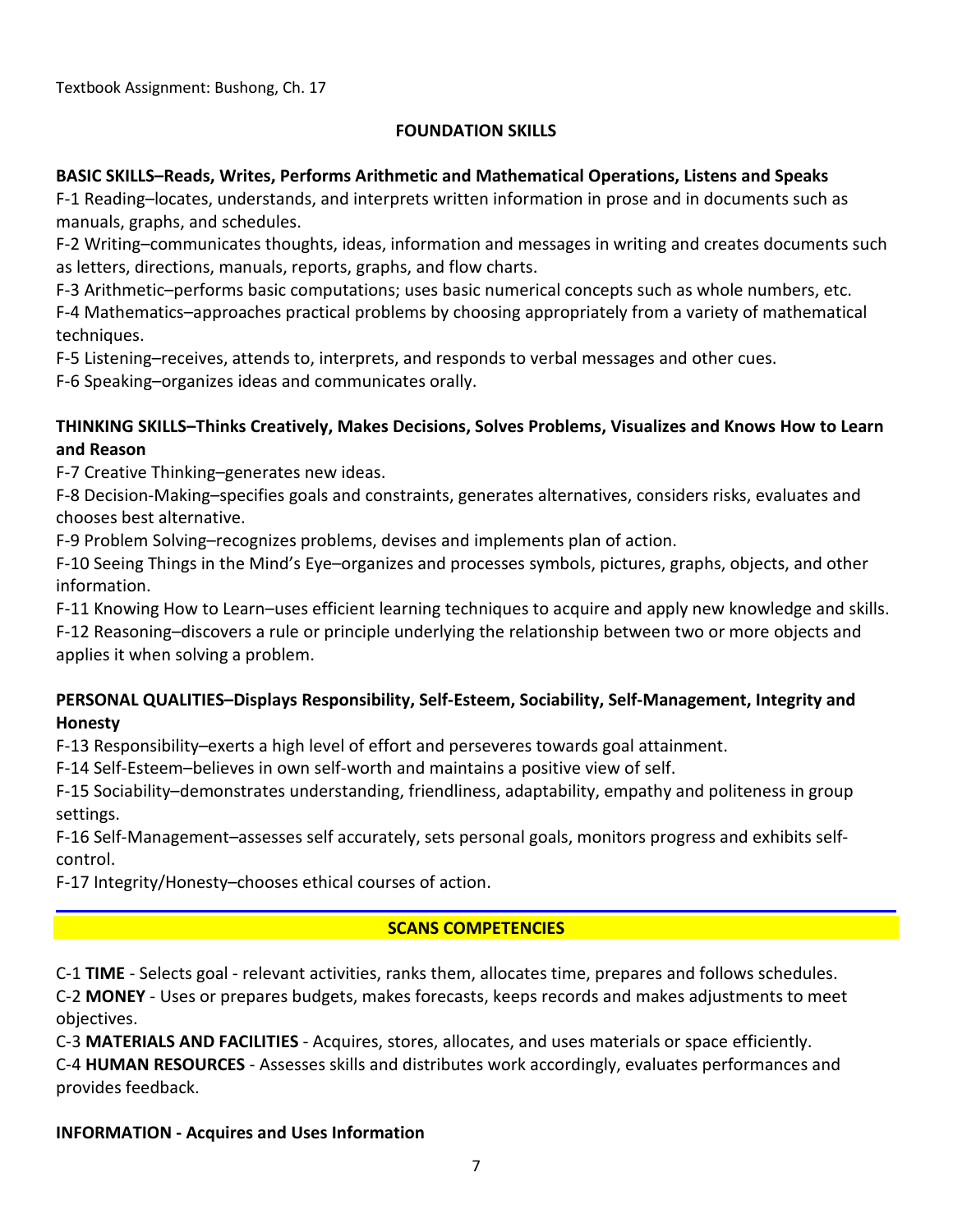Textbook Assignment: Bushong, Ch. 17

## FOUNDATION SKILLS

**BASIC SKILLS–Reads, Writes, Performs Arithmetic and Mathematical Operations, Listens and Speaks**

F-1 Reading–locates, understands, and interprets written information in prose and in documents such as manuals, graphs, and schedules.

F-2 Writing–communicates thoughts, ideas, information and messages in writing and creates documents such as letters, directions, manuals, reports, graphs, and flow charts.

F-3 Arithmetic–performs basic computations; uses basic numerical concepts such as whole numbers, etc.

F-4 Mathematics–approaches practical problems by choosing appropriately from a variety of mathematical techniques.

F-5 Listening–receives, attends to, interprets, and responds to verbal messages and other cues.

F-6 Speaking–organizes ideas and communicates orally.

**THINKING SKILLS–Thinks Creatively, Makes Decisions, Solves Problems, Visualizes and Knows How to Learn and Reason**

F-7 Creative Thinking–generates new ideas.

F-8 Decision-Making–specifies goals and constraints, generates alternatives, considers risks, evaluates and chooses best alternative.

F-9 Problem Solving–recognizes problems, devises and implements plan of action.

F-10 Seeing Things in the Mind's Eye–organizes and processes symbols, pictures, graphs, objects, and other information.

F-11 Knowing How to Learn–uses efficient learning techniques to acquire and apply new knowledge and skills.

F-12 Reasoning–discovers a rule or principle underlying the relationship between two or more objects and applies it when solving a problem.

**PERSONAL QUALITIES–Displays Responsibility, Self-Esteem, Sociability, Self-Management, Integrity and Honesty**

F-13 Responsibility–exerts a high level of effort and perseveres towards goal attainment.

F-14 Self-Esteem–believes in own self-worth and maintains a positive view of self.

F-15 Sociability–demonstrates understanding, friendliness, adaptability, empathy and politeness in group settings.

F-16 Self-Management–assesses self accurately, sets personal goals, monitors progress and exhibits self-control.

F-17 Integrity/Honesty–chooses ethical courses of action.

## SCANS COMPETENCIES

C-1 **TIME** - Selects goal - relevant activities, ranks them, allocates time, prepares and follows schedules.

C-2 **MONEY** - Uses or prepares budgets, makes forecasts, keeps records and makes adjustments to meet objectives.

C-3 **MATERIALS AND FACILITIES** - Acquires, stores, allocates, and uses materials or space efficiently.

C-4 **HUMAN RESOURCES** - Assesses skills and distributes work accordingly, evaluates performances and provides feedback.

**INFORMATION - Acquires and Uses Information**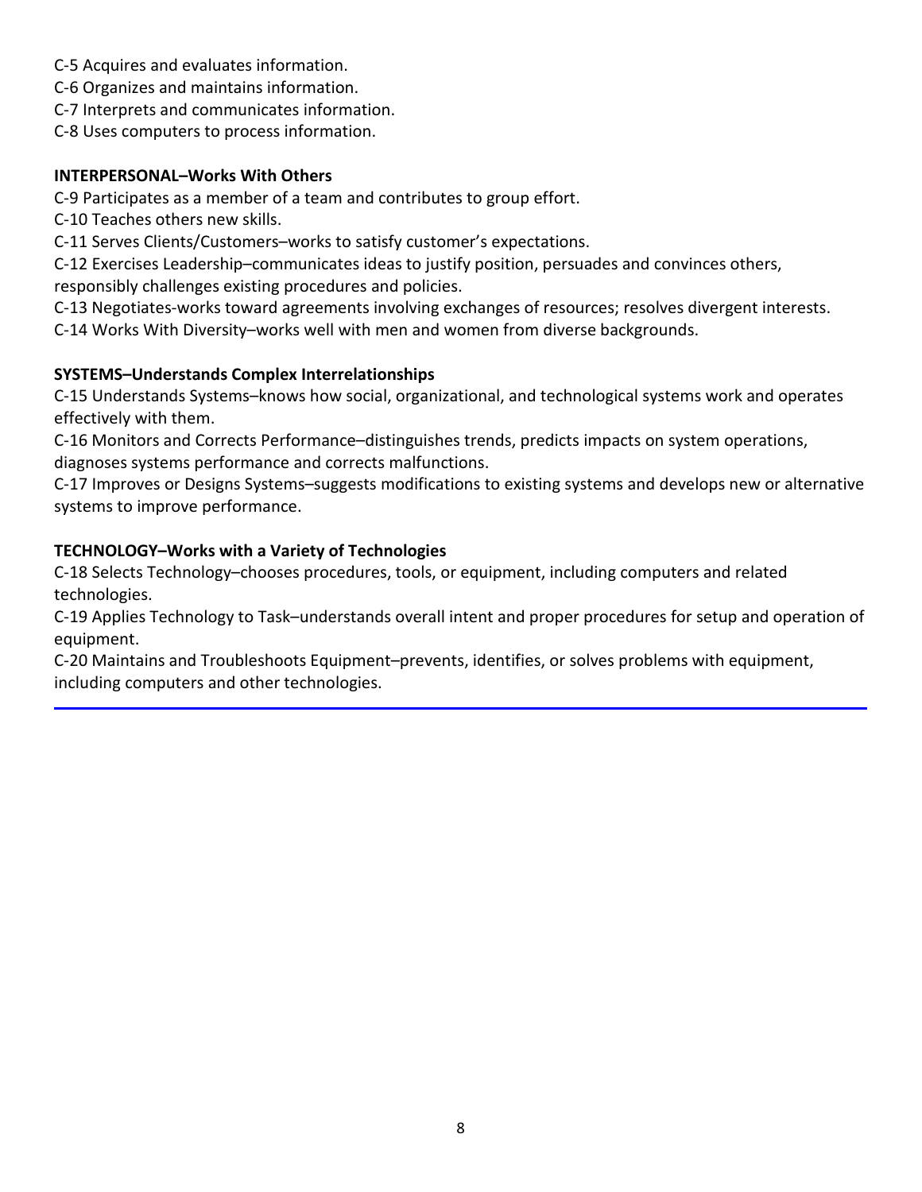C-5 Acquires and evaluates information.
C-6 Organizes and maintains information.
C-7 Interprets and communicates information.
C-8 Uses computers to process information.

**INTERPERSONAL–Works With Others**

C-9 Participates as a member of a team and contributes to group effort.
C-10 Teaches others new skills.
C-11 Serves Clients/Customers–works to satisfy customer's expectations.
C-12 Exercises Leadership–communicates ideas to justify position, persuades and convinces others, responsibly challenges existing procedures and policies.
C-13 Negotiates-works toward agreements involving exchanges of resources; resolves divergent interests.
C-14 Works With Diversity–works well with men and women from diverse backgrounds.

**SYSTEMS–Understands Complex Interrelationships**

C-15 Understands Systems–knows how social, organizational, and technological systems work and operates effectively with them.
C-16 Monitors and Corrects Performance–distinguishes trends, predicts impacts on system operations, diagnoses systems performance and corrects malfunctions.
C-17 Improves or Designs Systems–suggests modifications to existing systems and develops new or alternative systems to improve performance.

**TECHNOLOGY–Works with a Variety of Technologies**

C-18 Selects Technology–chooses procedures, tools, or equipment, including computers and related technologies.
C-19 Applies Technology to Task–understands overall intent and proper procedures for setup and operation of equipment.
C-20 Maintains and Troubleshoots Equipment–prevents, identifies, or solves problems with equipment, including computers and other technologies.